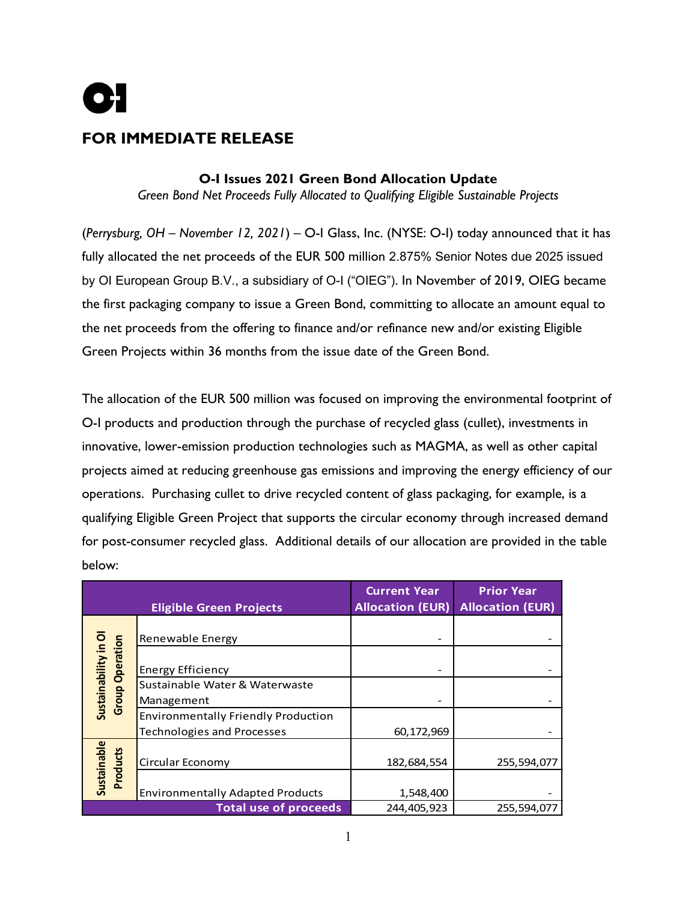**FOR IMMEDIATE RELEASE**

## O-I Issues 2021 Green Bond Allocation Update

*Green Bond Net Proceeds Fully Allocated to Qualifying Eligible Sustainable Projects*

(*Perrysburg, OH – November 12, 2021*) – O-I Glass, Inc. (NYSE: O-I) today announced that it has fully allocated the net proceeds of the EUR 500 million 2.875% Senior Notes due 2025 issued by OI European Group B.V., a subsidiary of O-I ("OIEG"). In November of 2019, OIEG became the first packaging company to issue a Green Bond, committing to allocate an amount equal to the net proceeds from the offering to finance and/or refinance new and/or existing Eligible Green Projects within 36 months from the issue date of the Green Bond.

The allocation of the EUR 500 million was focused on improving the environmental footprint of O-I products and production through the purchase of recycled glass (cullet), investments in innovative, lower-emission production technologies such as MAGMA, as well as other capital projects aimed at reducing greenhouse gas emissions and improving the energy efficiency of our operations. Purchasing cullet to drive recycled content of glass packaging, for example, is a qualifying Eligible Green Project that supports the circular economy through increased demand for post-consumer recycled glass. Additional details of our allocation are provided in the table below:

| | Eligible Green Projects | Current Year Allocation (EUR) | Prior Year Allocation (EUR) |
|---|---|---|---|
| Sustainability in OI Group Operation | Renewable Energy | - | - |
| | Energy Efficiency | - | - |
| | Sustainable Water & Waterwaste Management | - | - |
| | Environmentally Friendly Production Technologies and Processes | 60,172,969 | - |
| Sustainable Products | Circular Economy | 182,684,554 | 255,594,077 |
| | Environmentally Adapted Products | 1,548,400 | - |
| | **Total use of proceeds** | 244,405,923 | 255,594,077 |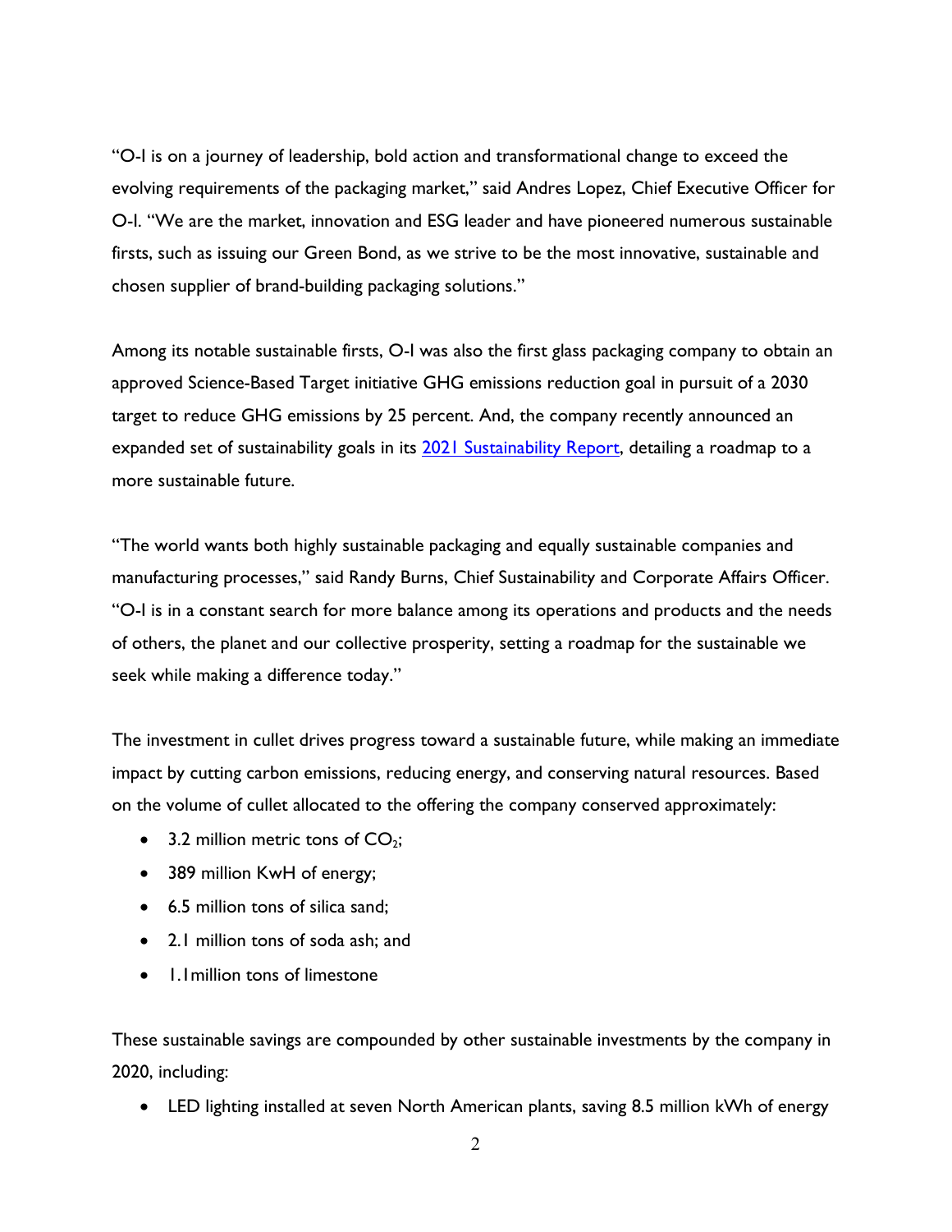"O-I is on a journey of leadership, bold action and transformational change to exceed the evolving requirements of the packaging market," said Andres Lopez, Chief Executive Officer for O-I. "We are the market, innovation and ESG leader and have pioneered numerous sustainable firsts, such as issuing our Green Bond, as we strive to be the most innovative, sustainable and chosen supplier of brand-building packaging solutions."

Among its notable sustainable firsts, O-I was also the first glass packaging company to obtain an approved Science-Based Target initiative GHG emissions reduction goal in pursuit of a 2030 target to reduce GHG emissions by 25 percent. And, the company recently announced an expanded set of sustainability goals in its [2021 Sustainability Report](), detailing a roadmap to a more sustainable future.

"The world wants both highly sustainable packaging and equally sustainable companies and manufacturing processes," said Randy Burns, Chief Sustainability and Corporate Affairs Officer. "O-I is in a constant search for more balance among its operations and products and the needs of others, the planet and our collective prosperity, setting a roadmap for the sustainable we seek while making a difference today."

The investment in cullet drives progress toward a sustainable future, while making an immediate impact by cutting carbon emissions, reducing energy, and conserving natural resources. Based on the volume of cullet allocated to the offering the company conserved approximately:

- 3.2 million metric tons of $CO_2$;
- 389 million KwH of energy;
- 6.5 million tons of silica sand;
- 2.1 million tons of soda ash; and
- 1.1million tons of limestone

These sustainable savings are compounded by other sustainable investments by the company in 2020, including:

- LED lighting installed at seven North American plants, saving 8.5 million kWh of energy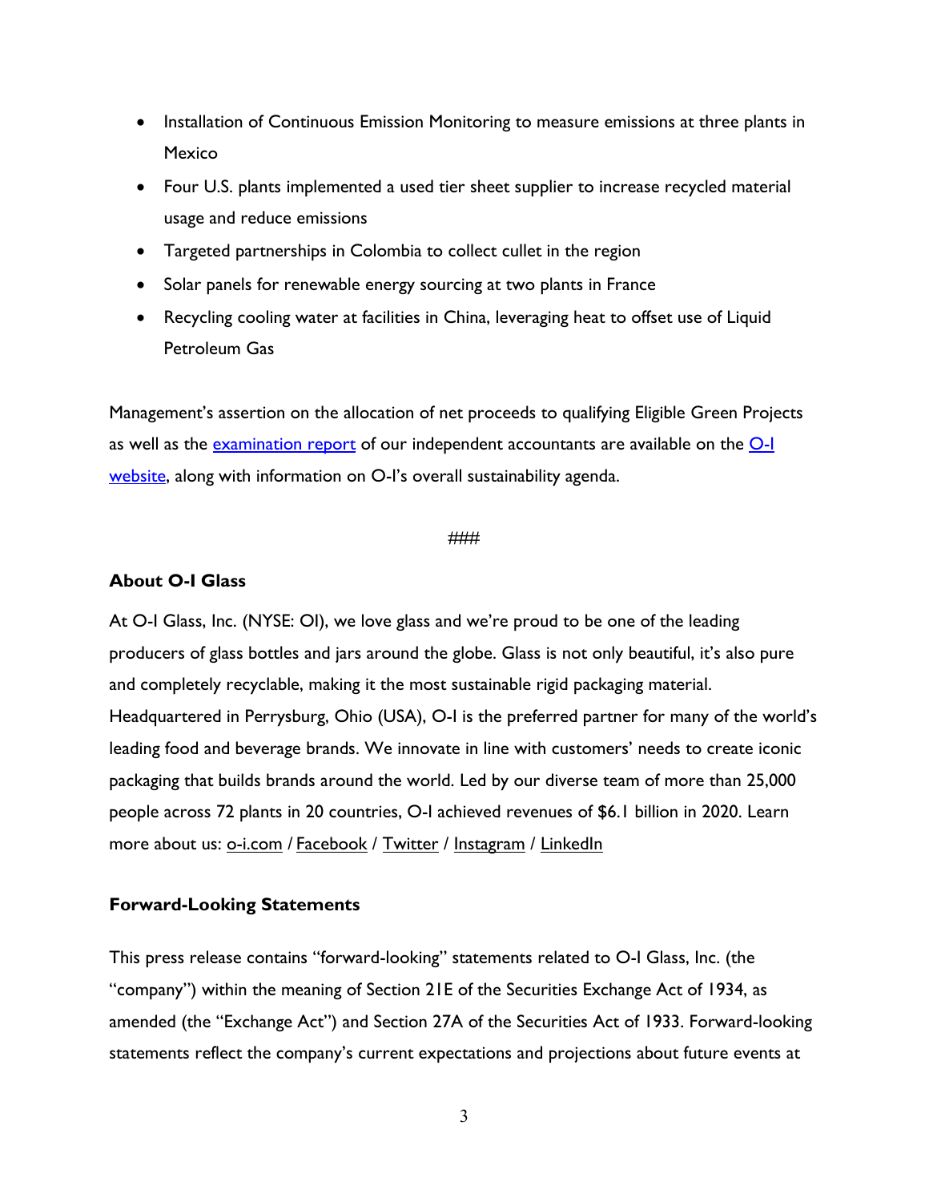- Installation of Continuous Emission Monitoring to measure emissions at three plants in Mexico
- Four U.S. plants implemented a used tier sheet supplier to increase recycled material usage and reduce emissions
- Targeted partnerships in Colombia to collect cullet in the region
- Solar panels for renewable energy sourcing at two plants in France
- Recycling cooling water at facilities in China, leveraging heat to offset use of Liquid Petroleum Gas

Management's assertion on the allocation of net proceeds to qualifying Eligible Green Projects as well as the examination report of our independent accountants are available on the O-I website, along with information on O-I's overall sustainability agenda.

###

**About O-I Glass**

At O-I Glass, Inc. (NYSE: OI), we love glass and we're proud to be one of the leading producers of glass bottles and jars around the globe. Glass is not only beautiful, it's also pure and completely recyclable, making it the most sustainable rigid packaging material. Headquartered in Perrysburg, Ohio (USA), O-I is the preferred partner for many of the world's leading food and beverage brands. We innovate in line with customers' needs to create iconic packaging that builds brands around the world. Led by our diverse team of more than 25,000 people across 72 plants in 20 countries, O-I achieved revenues of $6.1 billion in 2020. Learn more about us: o-i.com / Facebook / Twitter / Instagram / LinkedIn

**Forward-Looking Statements**

This press release contains "forward-looking" statements related to O-I Glass, Inc. (the "company") within the meaning of Section 21E of the Securities Exchange Act of 1934, as amended (the "Exchange Act") and Section 27A of the Securities Act of 1933. Forward-looking statements reflect the company's current expectations and projections about future events at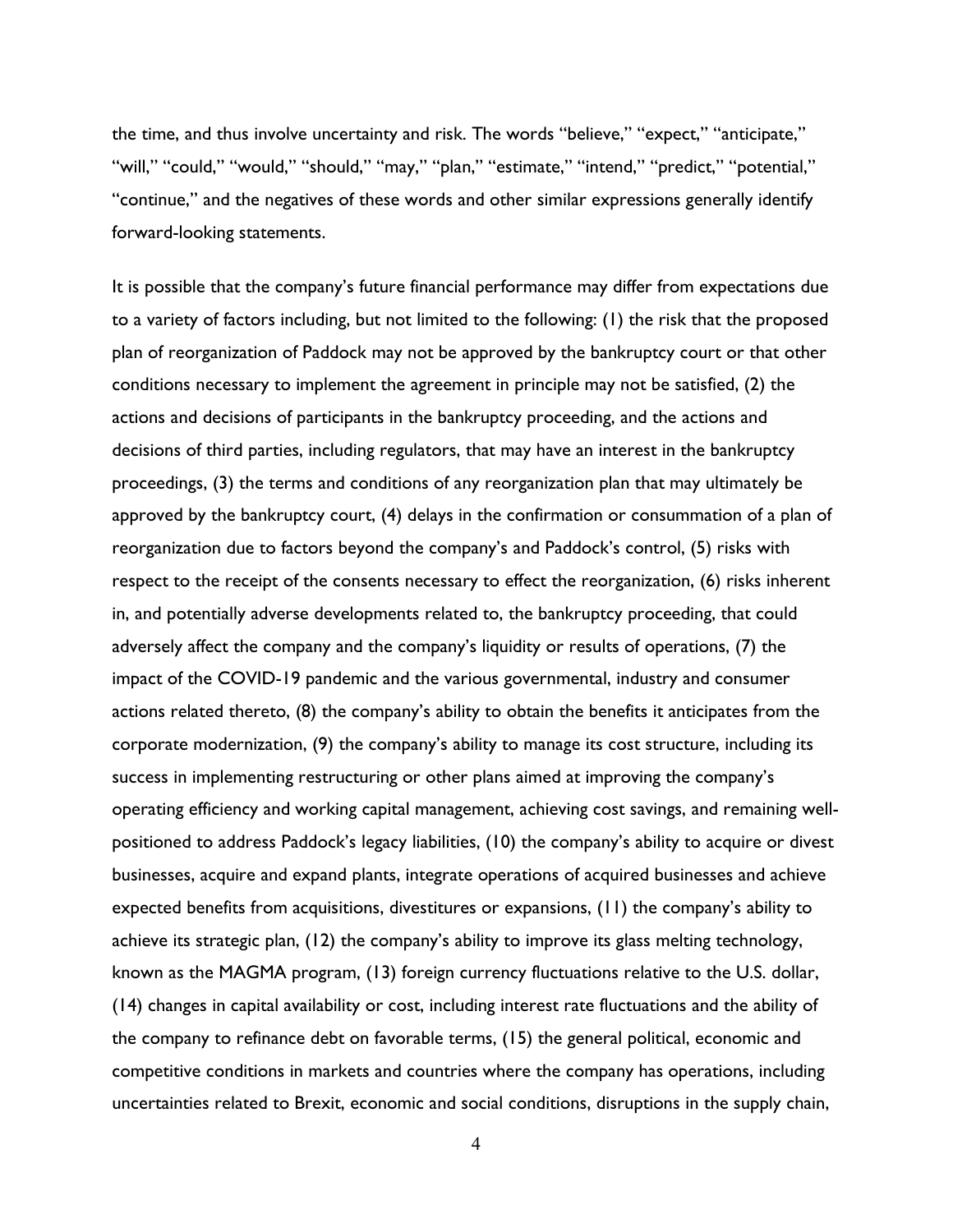the time, and thus involve uncertainty and risk. The words "believe," "expect," "anticipate," "will," "could," "would," "should," "may," "plan," "estimate," "intend," "predict," "potential," "continue," and the negatives of these words and other similar expressions generally identify forward-looking statements.

It is possible that the company's future financial performance may differ from expectations due to a variety of factors including, but not limited to the following: (1) the risk that the proposed plan of reorganization of Paddock may not be approved by the bankruptcy court or that other conditions necessary to implement the agreement in principle may not be satisfied, (2) the actions and decisions of participants in the bankruptcy proceeding, and the actions and decisions of third parties, including regulators, that may have an interest in the bankruptcy proceedings, (3) the terms and conditions of any reorganization plan that may ultimately be approved by the bankruptcy court, (4) delays in the confirmation or consummation of a plan of reorganization due to factors beyond the company's and Paddock's control, (5) risks with respect to the receipt of the consents necessary to effect the reorganization, (6) risks inherent in, and potentially adverse developments related to, the bankruptcy proceeding, that could adversely affect the company and the company's liquidity or results of operations, (7) the impact of the COVID-19 pandemic and the various governmental, industry and consumer actions related thereto, (8) the company's ability to obtain the benefits it anticipates from the corporate modernization, (9) the company's ability to manage its cost structure, including its success in implementing restructuring or other plans aimed at improving the company's operating efficiency and working capital management, achieving cost savings, and remaining well-positioned to address Paddock's legacy liabilities, (10) the company's ability to acquire or divest businesses, acquire and expand plants, integrate operations of acquired businesses and achieve expected benefits from acquisitions, divestitures or expansions, (11) the company's ability to achieve its strategic plan, (12) the company's ability to improve its glass melting technology, known as the MAGMA program, (13) foreign currency fluctuations relative to the U.S. dollar, (14) changes in capital availability or cost, including interest rate fluctuations and the ability of the company to refinance debt on favorable terms, (15) the general political, economic and competitive conditions in markets and countries where the company has operations, including uncertainties related to Brexit, economic and social conditions, disruptions in the supply chain,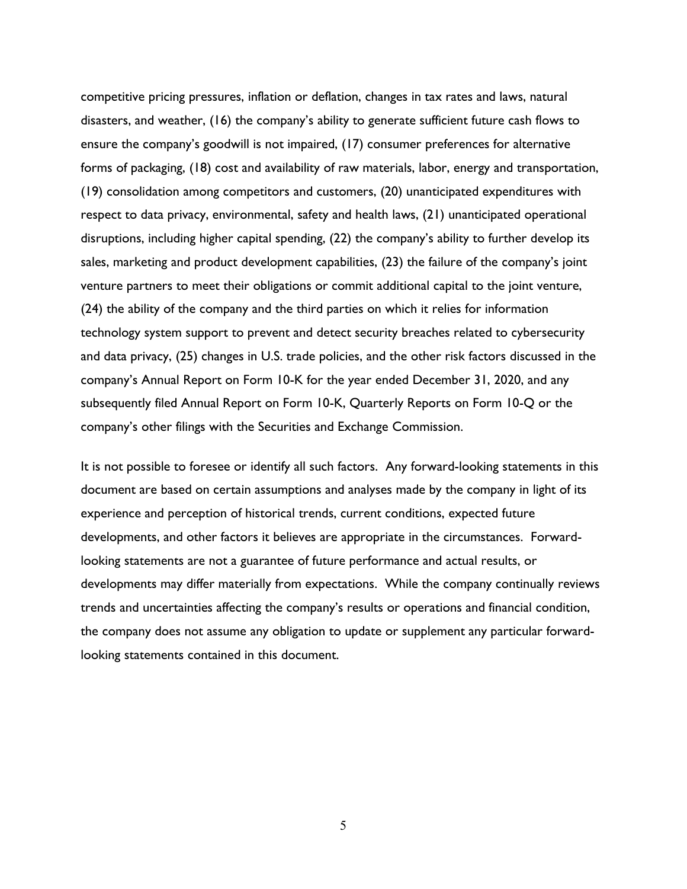competitive pricing pressures, inflation or deflation, changes in tax rates and laws, natural disasters, and weather, (16) the company's ability to generate sufficient future cash flows to ensure the company's goodwill is not impaired, (17) consumer preferences for alternative forms of packaging, (18) cost and availability of raw materials, labor, energy and transportation, (19) consolidation among competitors and customers, (20) unanticipated expenditures with respect to data privacy, environmental, safety and health laws, (21) unanticipated operational disruptions, including higher capital spending, (22) the company's ability to further develop its sales, marketing and product development capabilities, (23) the failure of the company's joint venture partners to meet their obligations or commit additional capital to the joint venture, (24) the ability of the company and the third parties on which it relies for information technology system support to prevent and detect security breaches related to cybersecurity and data privacy, (25) changes in U.S. trade policies, and the other risk factors discussed in the company's Annual Report on Form 10-K for the year ended December 31, 2020, and any subsequently filed Annual Report on Form 10-K, Quarterly Reports on Form 10-Q or the company's other filings with the Securities and Exchange Commission.

It is not possible to foresee or identify all such factors. Any forward-looking statements in this document are based on certain assumptions and analyses made by the company in light of its experience and perception of historical trends, current conditions, expected future developments, and other factors it believes are appropriate in the circumstances. Forward-looking statements are not a guarantee of future performance and actual results, or developments may differ materially from expectations. While the company continually reviews trends and uncertainties affecting the company's results or operations and financial condition, the company does not assume any obligation to update or supplement any particular forward-looking statements contained in this document.